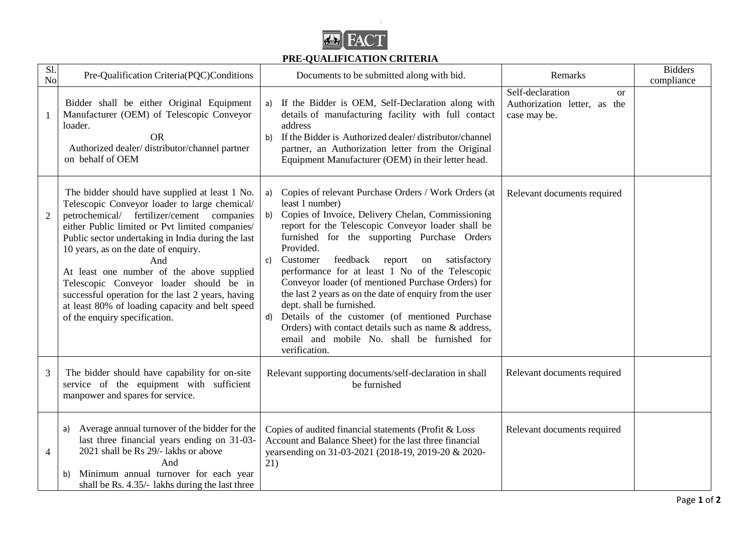FACT

## PRE-QUALIFICATION CRITERIA

| Sl. No | Pre-Qualification Criteria(PQC)Conditions | Documents to be submitted along with bid. | Remarks | Bidders compliance |
|---|---|---|---|---|
| 1 | Bidder shall be either Original Equipment Manufacturer (OEM) of Telescopic Conveyor loader.<br>OR<br>Authorized dealer/ distributor/channel partner on behalf of OEM | a) If the Bidder is OEM, Self-Declaration along with details of manufacturing facility with full contact address<br>b) If the Bidder is Authorized dealer/ distributor/channel partner, an Authorization letter from the Original Equipment Manufacturer (OEM) in their letter head. | Self-declaration or Authorization letter, as the case may be. | |
| 2 | The bidder should have supplied at least 1 No. Telescopic Conveyor loader to large chemical/ petrochemical/ fertilizer/cement companies either Public limited or Pvt limited companies/ Public sector undertaking in India during the last 10 years, as on the date of enquiry.<br>And<br>At least one number of the above supplied Telescopic Conveyor loader should be in successful operation for the last 2 years, having at least 80% of loading capacity and belt speed of the enquiry specification. | a) Copies of relevant Purchase Orders / Work Orders (at least 1 number)<br>b) Copies of Invoice, Delivery Chelan, Commissioning report for the Telescopic Conveyor loader shall be furnished for the supporting Purchase Orders Provided.<br>c) Customer feedback report on satisfactory performance for at least 1 No of the Telescopic Conveyor loader (of mentioned Purchase Orders) for the last 2 years as on the date of enquiry from the user dept. shall be furnished.<br>d) Details of the customer (of mentioned Purchase Orders) with contact details such as name & address, email and mobile No. shall be furnished for verification. | Relevant documents required | |
| 3 | The bidder should have capability for on-site service of the equipment with sufficient manpower and spares for service. | Relevant supporting documents/self-declaration in shall be furnished | Relevant documents required | |
| 4 | a) Average annual turnover of the bidder for the last three financial years ending on 31-03-2021 shall be Rs 29/- lakhs or above<br>And<br>b) Minimum annual turnover for each year shall be Rs. 4.35/- lakhs during the last three | Copies of audited financial statements (Profit & Loss Account and Balance Sheet) for the last three financial yearsending on 31-03-2021 (2018-19, 2019-20 & 2020-21) | Relevant documents required | |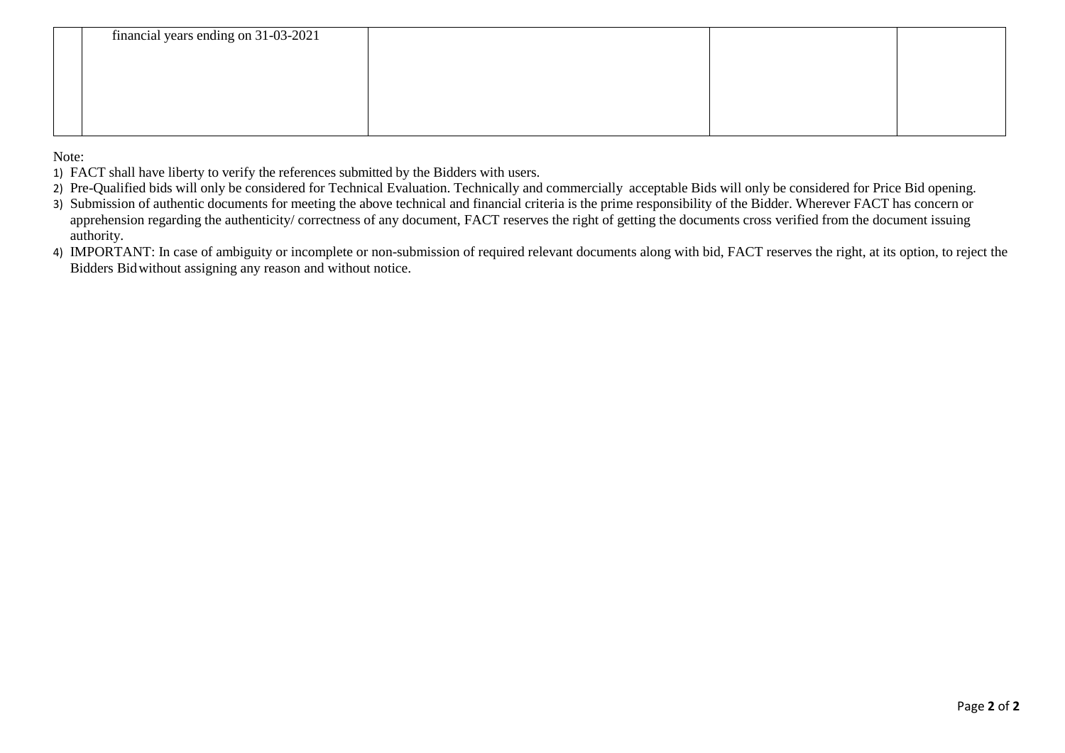| | | | | |
|---|---|---|---|---|
| | financial years ending on 31-03-2021 | | | |

Note:

1) FACT shall have liberty to verify the references submitted by the Bidders with users.
2) Pre-Qualified bids will only be considered for Technical Evaluation. Technically and commercially acceptable Bids will only be considered for Price Bid opening.
3) Submission of authentic documents for meeting the above technical and financial criteria is the prime responsibility of the Bidder. Wherever FACT has concern or apprehension regarding the authenticity/ correctness of any document, FACT reserves the right of getting the documents cross verified from the document issuing authority.
4) IMPORTANT: In case of ambiguity or incomplete or non-submission of required relevant documents along with bid, FACT reserves the right, at its option, to reject the Bidders Bid without assigning any reason and without notice.